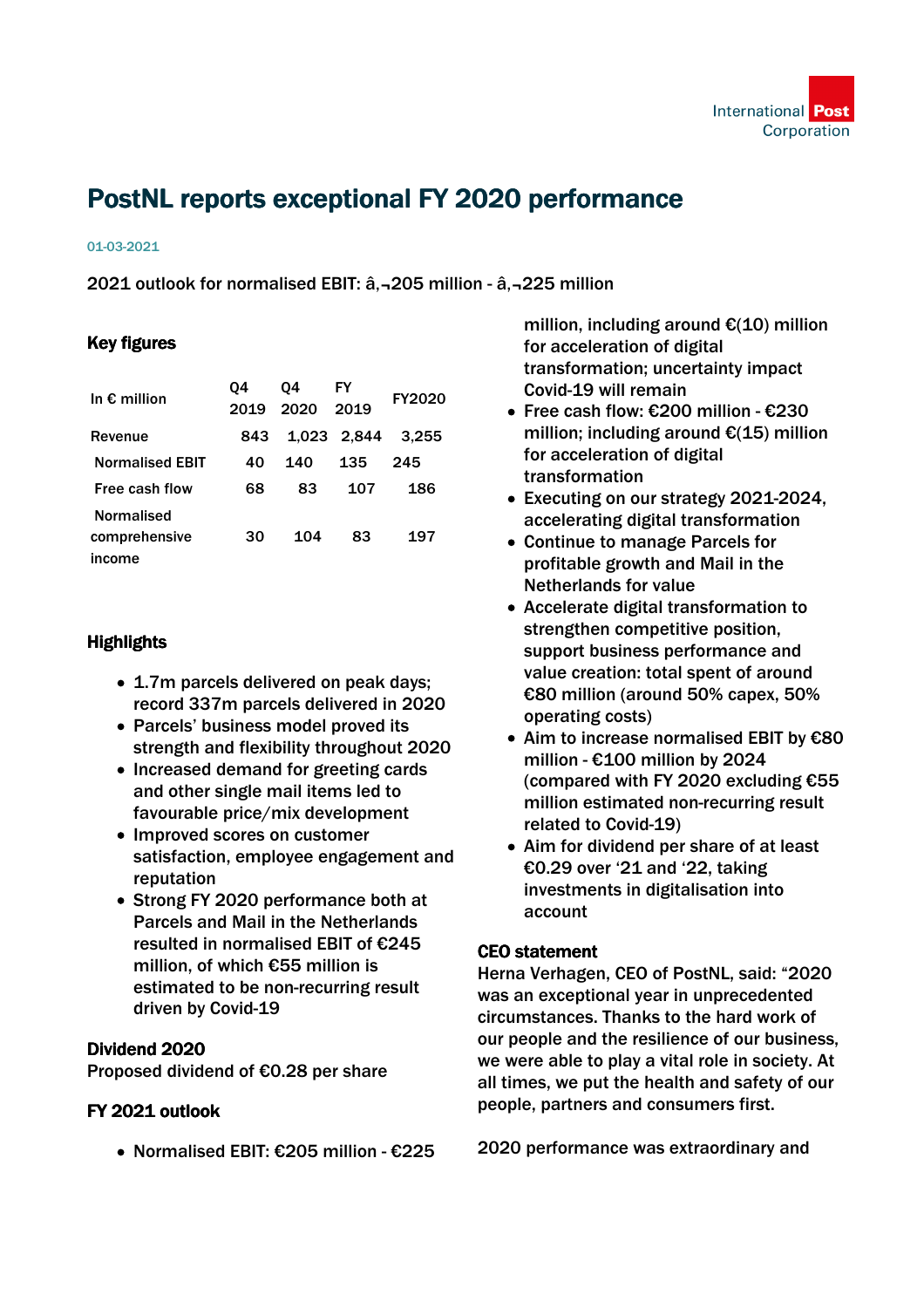# PostNL reports exceptional FY 2020 performance

01-03-2021

2021 outlook for normalised EBIT: â‚¬205 million - â‚¬225 million

## Key figures

| In € million | Q4 2019 | Q4 2020 | FY 2019 | FY2020 |
|---|---|---|---|---|
| Revenue | 843 | 1,023 | 2,844 | 3,255 |
| Normalised EBIT | 40 | 140 | 135 | 245 |
| Free cash flow | 68 | 83 | 107 | 186 |
| Normalised comprehensive income | 30 | 104 | 83 | 197 |

## Highlights

- 1.7m parcels delivered on peak days; record 337m parcels delivered in 2020
- Parcels' business model proved its strength and flexibility throughout 2020
- Increased demand for greeting cards and other single mail items led to favourable price/mix development
- Improved scores on customer satisfaction, employee engagement and reputation
- Strong FY 2020 performance both at Parcels and Mail in the Netherlands resulted in normalised EBIT of €245 million, of which €55 million is estimated to be non-recurring result driven by Covid-19

## Dividend 2020

Proposed dividend of €0.28 per share

## FY 2021 outlook

- Normalised EBIT: €205 million - €225 million, including around €(10) million for acceleration of digital transformation; uncertainty impact Covid-19 will remain
- Free cash flow: €200 million - €230 million; including around €(15) million for acceleration of digital transformation
- Executing on our strategy 2021-2024, accelerating digital transformation
- Continue to manage Parcels for profitable growth and Mail in the Netherlands for value
- Accelerate digital transformation to strengthen competitive position, support business performance and value creation: total spent of around €80 million (around 50% capex, 50% operating costs)
- Aim to increase normalised EBIT by €80 million - €100 million by 2024 (compared with FY 2020 excluding €55 million estimated non-recurring result related to Covid-19)
- Aim for dividend per share of at least €0.29 over '21 and '22, taking investments in digitalisation into account

## CEO statement

Herna Verhagen, CEO of PostNL, said: "2020 was an exceptional year in unprecedented circumstances. Thanks to the hard work of our people and the resilience of our business, we were able to play a vital role in society. At all times, we put the health and safety of our people, partners and consumers first.

2020 performance was extraordinary and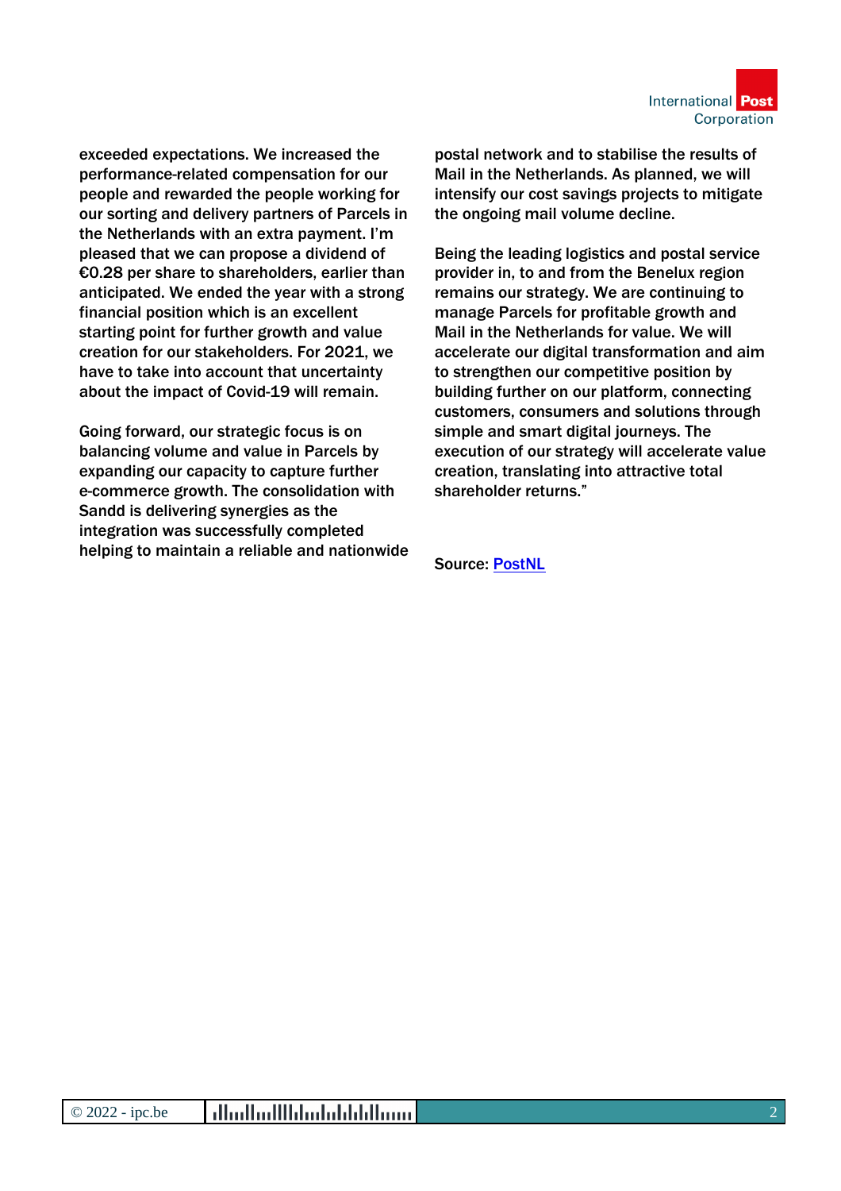exceeded expectations. We increased the performance-related compensation for our people and rewarded the people working for our sorting and delivery partners of Parcels in the Netherlands with an extra payment. I'm pleased that we can propose a dividend of €0.28 per share to shareholders, earlier than anticipated. We ended the year with a strong financial position which is an excellent starting point for further growth and value creation for our stakeholders. For 2021, we have to take into account that uncertainty about the impact of Covid-19 will remain.

Going forward, our strategic focus is on balancing volume and value in Parcels by expanding our capacity to capture further e-commerce growth. The consolidation with Sandd is delivering synergies as the integration was successfully completed helping to maintain a reliable and nationwide postal network and to stabilise the results of Mail in the Netherlands. As planned, we will intensify our cost savings projects to mitigate the ongoing mail volume decline.

Being the leading logistics and postal service provider in, to and from the Benelux region remains our strategy. We are continuing to manage Parcels for profitable growth and Mail in the Netherlands for value. We will accelerate our digital transformation and aim to strengthen our competitive position by building further on our platform, connecting customers, consumers and solutions through simple and smart digital journeys. The execution of our strategy will accelerate value creation, translating into attractive total shareholder returns."

Source: PostNL